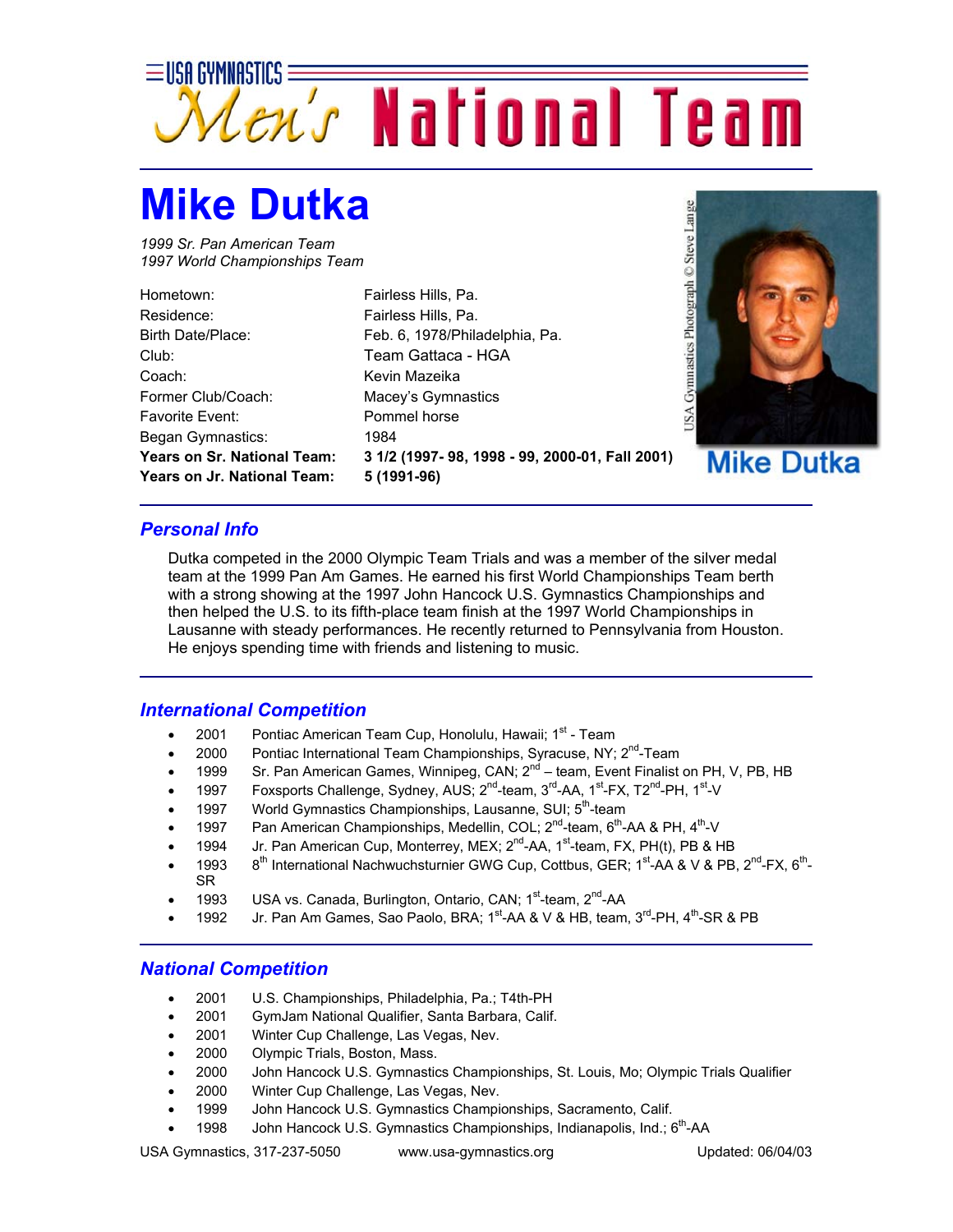USA GYMNASTICS

# Men's National Team

# Mike Dutka

*1999 Sr. Pan American Team*
*1997 World Championships Team*

| | |
|---|---|
| Hometown: | Fairless Hills, Pa. |
| Residence: | Fairless Hills, Pa. |
| Birth Date/Place: | Feb. 6, 1978/Philadelphia, Pa. |
| Club: | Team Gattaca - HGA |
| Coach: | Kevin Mazeika |
| Former Club/Coach: | Macey's Gymnastics |
| Favorite Event: | Pommel horse |
| Began Gymnastics: | 1984 |
| **Years on Sr. National Team:** | **3 1/2 (1997- 98, 1998 - 99, 2000-01, Fall 2001)** |
| **Years on Jr. National Team:** | **5 (1991-96)** |

USA Gymnastics Photograph © Steve Lange

Mike Dutka

## Personal Info

Dutka competed in the 2000 Olympic Team Trials and was a member of the silver medal team at the 1999 Pan Am Games. He earned his first World Championships Team berth with a strong showing at the 1997 John Hancock U.S. Gymnastics Championships and then helped the U.S. to its fifth-place team finish at the 1997 World Championships in Lausanne with steady performances. He recently returned to Pennsylvania from Houston. He enjoys spending time with friends and listening to music.

## International Competition

- 2001 Pontiac American Team Cup, Honolulu, Hawaii; 1st - Team
- 2000 Pontiac International Team Championships, Syracuse, NY; 2nd-Team
- 1999 Sr. Pan American Games, Winnipeg, CAN; 2nd – team, Event Finalist on PH, V, PB, HB
- 1997 Foxsports Challenge, Sydney, AUS; 2nd-team, 3rd-AA, 1st-FX, T2nd-PH, 1st-V
- 1997 World Gymnastics Championships, Lausanne, SUI; 5th-team
- 1997 Pan American Championships, Medellin, COL; 2nd-team, 6th-AA & PH, 4th-V
- 1994 Jr. Pan American Cup, Monterrey, MEX; 2nd-AA, 1st-team, FX, PH(t), PB & HB
- 1993 8th International Nachwuchsturnier GWG Cup, Cottbus, GER; 1st-AA & V & PB, 2nd-FX, 6th-SR
- 1993 USA vs. Canada, Burlington, Ontario, CAN; 1st-team, 2nd-AA
- 1992 Jr. Pan Am Games, Sao Paolo, BRA; 1st-AA & V & HB, team, 3rd-PH, 4th-SR & PB

## National Competition

- 2001 U.S. Championships, Philadelphia, Pa.; T4th-PH
- 2001 GymJam National Qualifier, Santa Barbara, Calif.
- 2001 Winter Cup Challenge, Las Vegas, Nev.
- 2000 Olympic Trials, Boston, Mass.
- 2000 John Hancock U.S. Gymnastics Championships, St. Louis, Mo; Olympic Trials Qualifier
- 2000 Winter Cup Challenge, Las Vegas, Nev.
- 1999 John Hancock U.S. Gymnastics Championships, Sacramento, Calif.
- 1998 John Hancock U.S. Gymnastics Championships, Indianapolis, Ind.; 6th-AA

USA Gymnastics, 317-237-5050 www.usa-gymnastics.org Updated: 06/04/03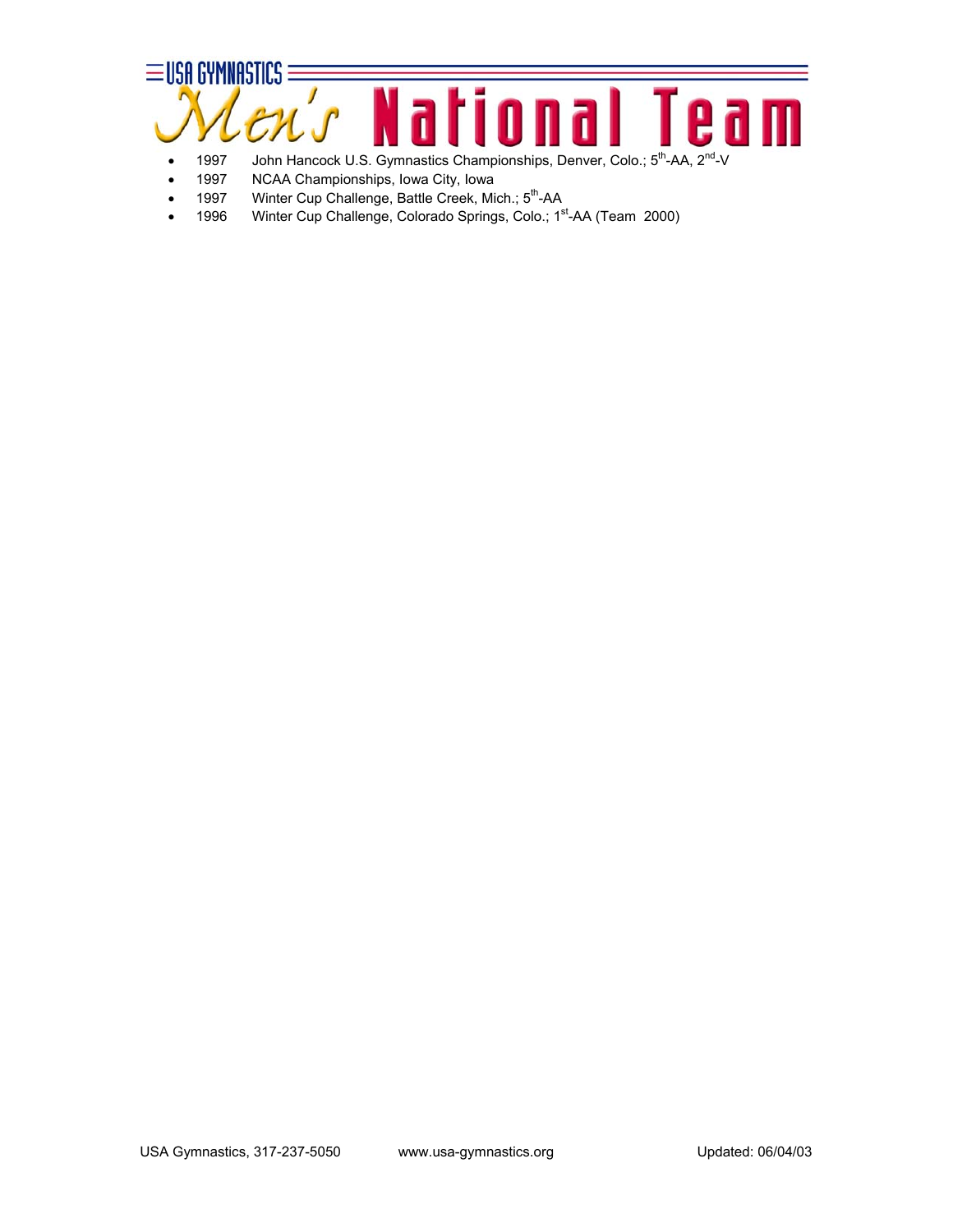- 1997 John Hancock U.S. Gymnastics Championships, Denver, Colo.; 5th-AA, 2nd-V
- 1997 NCAA Championships, Iowa City, Iowa
- 1997 Winter Cup Challenge, Battle Creek, Mich.; 5th-AA
- 1996 Winter Cup Challenge, Colorado Springs, Colo.; 1st-AA (Team 2000)